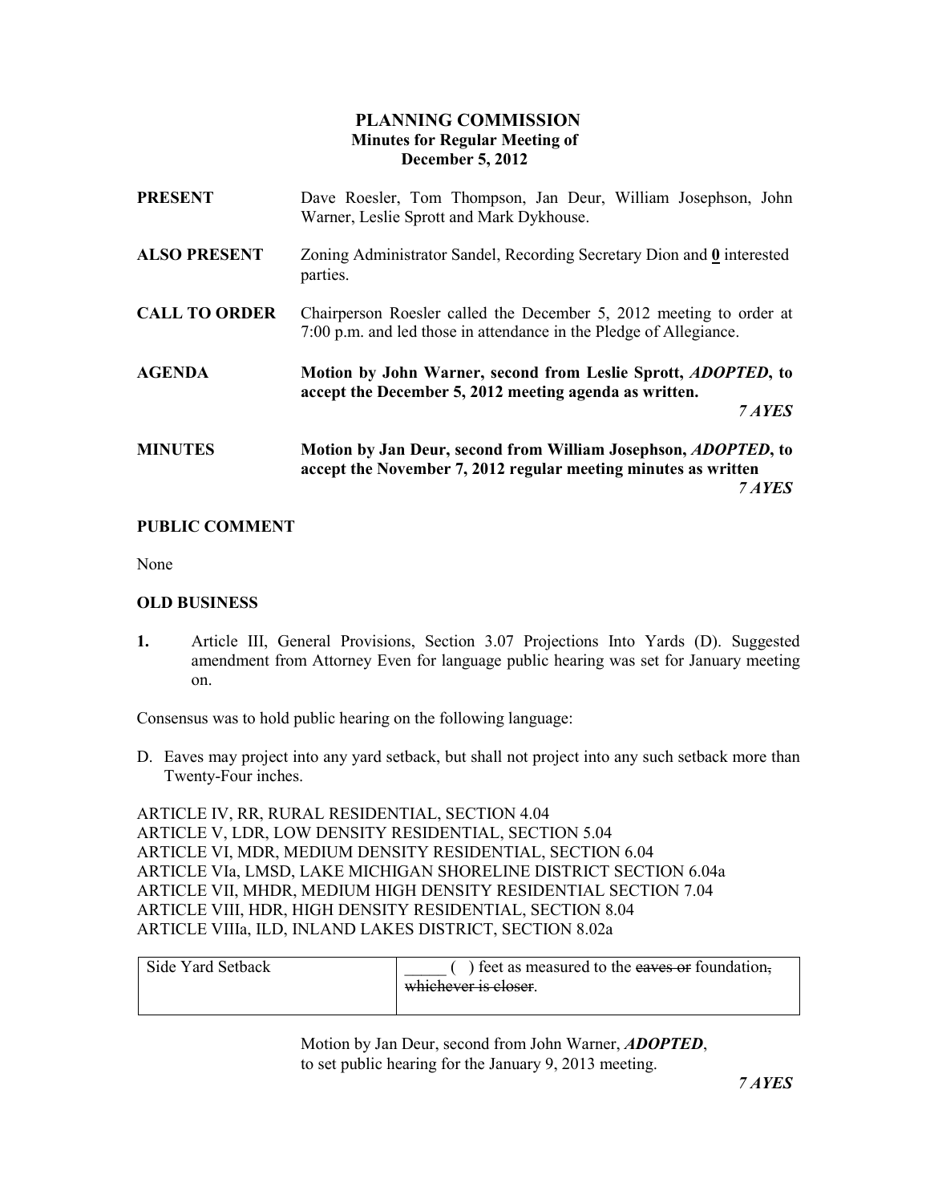# PLANNING COMMISSION
## Minutes for Regular Meeting of
## December 5, 2012

**PRESENT** Dave Roesler, Tom Thompson, Jan Deur, William Josephson, John Warner, Leslie Sprott and Mark Dykhouse.

**ALSO PRESENT** Zoning Administrator Sandel, Recording Secretary Dion and **0** interested parties.

**CALL TO ORDER** Chairperson Roesler called the December 5, 2012 meeting to order at 7:00 p.m. and led those in attendance in the Pledge of Allegiance.

**AGENDA** **Motion by John Warner, second from Leslie Sprott, *ADOPTED*, to accept the December 5, 2012 meeting agenda as written.**

***7 AYES***

**MINUTES** **Motion by Jan Deur, second from William Josephson, *ADOPTED*, to accept the November 7, 2012 regular meeting minutes as written**

***7 AYES***

**PUBLIC COMMENT**

None

**OLD BUSINESS**

**1.** Article III, General Provisions, Section 3.07 Projections Into Yards (D). Suggested amendment from Attorney Even for language public hearing was set for January meeting on.

Consensus was to hold public hearing on the following language:

D. Eaves may project into any yard setback, but shall not project into any such setback more than Twenty-Four inches.

ARTICLE IV, RR, RURAL RESIDENTIAL, SECTION 4.04
ARTICLE V, LDR, LOW DENSITY RESIDENTIAL, SECTION 5.04
ARTICLE VI, MDR, MEDIUM DENSITY RESIDENTIAL, SECTION 6.04
ARTICLE VIa, LMSD, LAKE MICHIGAN SHORELINE DISTRICT SECTION 6.04a
ARTICLE VII, MHDR, MEDIUM HIGH DENSITY RESIDENTIAL SECTION 7.04
ARTICLE VIII, HDR, HIGH DENSITY RESIDENTIAL, SECTION 8.04
ARTICLE VIIIa, ILD, INLAND LAKES DISTRICT, SECTION 8.02a

| Side Yard Setback | _____ ( ) feet as measured to the ~~eaves or~~ foundation~~, whichever is closer~~. |
|---|---|

Motion by Jan Deur, second from John Warner, ***ADOPTED***, to set public hearing for the January 9, 2013 meeting.

***7 AYES***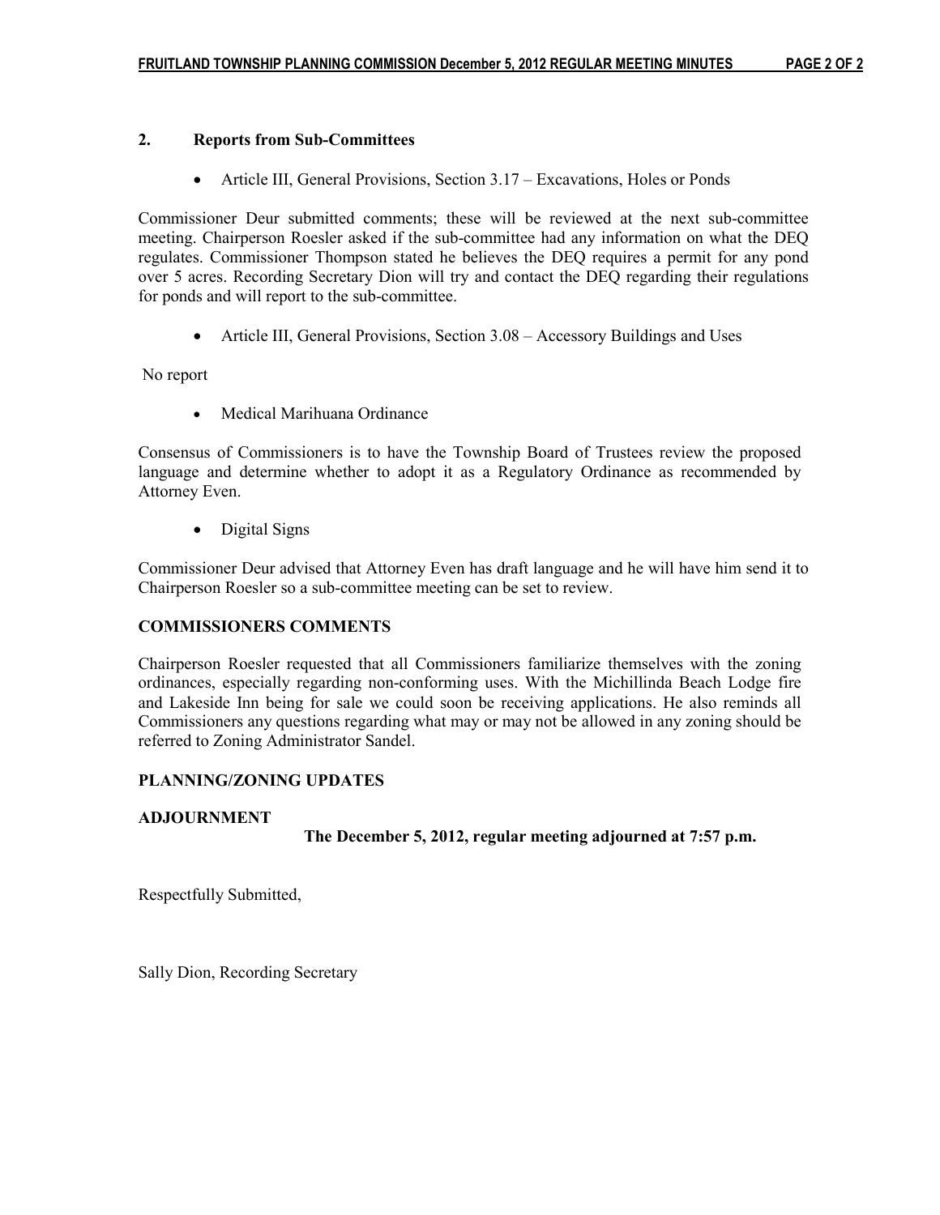## 2. Reports from Sub-Committees

- Article III, General Provisions, Section 3.17 – Excavations, Holes or Ponds

Commissioner Deur submitted comments; these will be reviewed at the next sub-committee meeting. Chairperson Roesler asked if the sub-committee had any information on what the DEQ regulates. Commissioner Thompson stated he believes the DEQ requires a permit for any pond over 5 acres. Recording Secretary Dion will try and contact the DEQ regarding their regulations for ponds and will report to the sub-committee.

- Article III, General Provisions, Section 3.08 – Accessory Buildings and Uses

No report

- Medical Marihuana Ordinance

Consensus of Commissioners is to have the Township Board of Trustees review the proposed language and determine whether to adopt it as a Regulatory Ordinance as recommended by Attorney Even.

- Digital Signs

Commissioner Deur advised that Attorney Even has draft language and he will have him send it to Chairperson Roesler so a sub-committee meeting can be set to review.

## COMMISSIONERS COMMENTS

Chairperson Roesler requested that all Commissioners familiarize themselves with the zoning ordinances, especially regarding non-conforming uses. With the Michillinda Beach Lodge fire and Lakeside Inn being for sale we could soon be receiving applications. He also reminds all Commissioners any questions regarding what may or may not be allowed in any zoning should be referred to Zoning Administrator Sandel.

## PLANNING/ZONING UPDATES

## ADJOURNMENT

**The December 5, 2012, regular meeting adjourned at 7:57 p.m.**

Respectfully Submitted,

Sally Dion, Recording Secretary